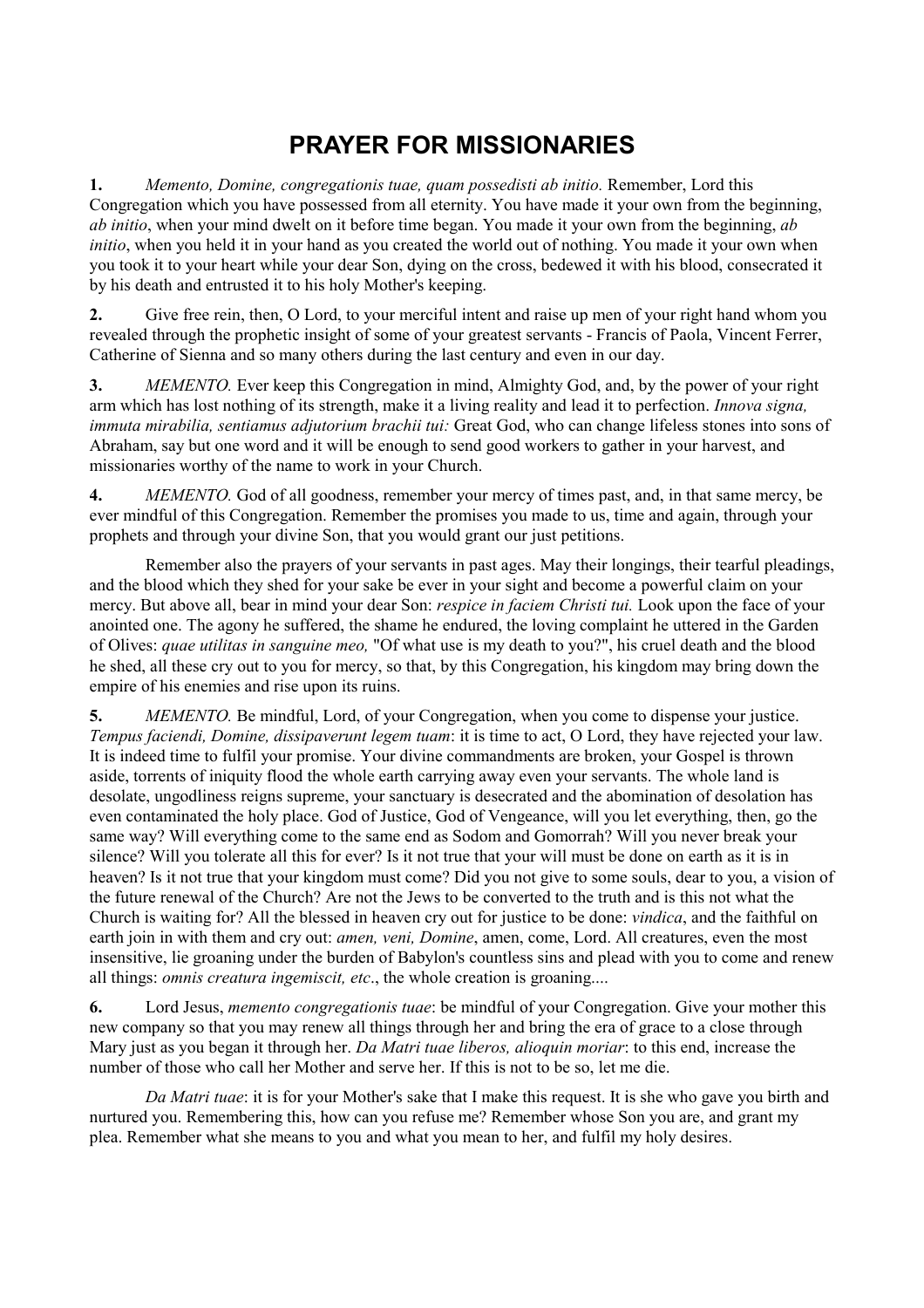# PRAYER FOR MISSIONARIES

**1.** *Memento, Domine, congregationis tuae, quam possedisti ab initio.* Remember, Lord this Congregation which you have possessed from all eternity. You have made it your own from the beginning, *ab initio*, when your mind dwelt on it before time began. You made it your own from the beginning, *ab initio*, when you held it in your hand as you created the world out of nothing. You made it your own when you took it to your heart while your dear Son, dying on the cross, bedewed it with his blood, consecrated it by his death and entrusted it to his holy Mother's keeping.

**2.** Give free rein, then, O Lord, to your merciful intent and raise up men of your right hand whom you revealed through the prophetic insight of some of your greatest servants - Francis of Paola, Vincent Ferrer, Catherine of Sienna and so many others during the last century and even in our day.

**3.** *MEMENTO.* Ever keep this Congregation in mind, Almighty God, and, by the power of your right arm which has lost nothing of its strength, make it a living reality and lead it to perfection. *Innova signa, immuta mirabilia, sentiamus adjutorium brachii tui:* Great God, who can change lifeless stones into sons of Abraham, say but one word and it will be enough to send good workers to gather in your harvest, and missionaries worthy of the name to work in your Church.

**4.** *MEMENTO.* God of all goodness, remember your mercy of times past, and, in that same mercy, be ever mindful of this Congregation. Remember the promises you made to us, time and again, through your prophets and through your divine Son, that you would grant our just petitions.

Remember also the prayers of your servants in past ages. May their longings, their tearful pleadings, and the blood which they shed for your sake be ever in your sight and become a powerful claim on your mercy. But above all, bear in mind your dear Son: *respice in faciem Christi tui.* Look upon the face of your anointed one. The agony he suffered, the shame he endured, the loving complaint he uttered in the Garden of Olives: *quae utilitas in sanguine meo,* "Of what use is my death to you?", his cruel death and the blood he shed, all these cry out to you for mercy, so that, by this Congregation, his kingdom may bring down the empire of his enemies and rise upon its ruins.

**5.** *MEMENTO.* Be mindful, Lord, of your Congregation, when you come to dispense your justice. *Tempus faciendi, Domine, dissipaverunt legem tuam*: it is time to act, O Lord, they have rejected your law. It is indeed time to fulfil your promise. Your divine commandments are broken, your Gospel is thrown aside, torrents of iniquity flood the whole earth carrying away even your servants. The whole land is desolate, ungodliness reigns supreme, your sanctuary is desecrated and the abomination of desolation has even contaminated the holy place. God of Justice, God of Vengeance, will you let everything, then, go the same way? Will everything come to the same end as Sodom and Gomorrah? Will you never break your silence? Will you tolerate all this for ever? Is it not true that your will must be done on earth as it is in heaven? Is it not true that your kingdom must come? Did you not give to some souls, dear to you, a vision of the future renewal of the Church? Are not the Jews to be converted to the truth and is this not what the Church is waiting for? All the blessed in heaven cry out for justice to be done: *vindica*, and the faithful on earth join in with them and cry out: *amen, veni, Domine*, amen, come, Lord. All creatures, even the most insensitive, lie groaning under the burden of Babylon's countless sins and plead with you to come and renew all things: *omnis creatura ingemiscit, etc*., the whole creation is groaning....

**6.** Lord Jesus, *memento congregationis tuae*: be mindful of your Congregation. Give your mother this new company so that you may renew all things through her and bring the era of grace to a close through Mary just as you began it through her. *Da Matri tuae liberos, alioquin moriar*: to this end, increase the number of those who call her Mother and serve her. If this is not to be so, let me die.

*Da Matri tuae*: it is for your Mother's sake that I make this request. It is she who gave you birth and nurtured you. Remembering this, how can you refuse me? Remember whose Son you are, and grant my plea. Remember what she means to you and what you mean to her, and fulfil my holy desires.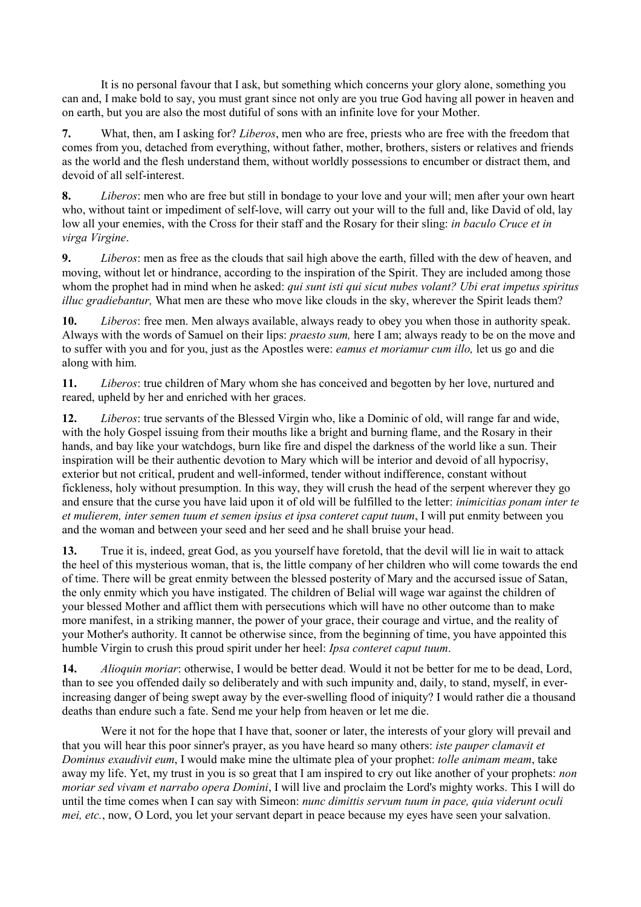It is no personal favour that I ask, but something which concerns your glory alone, something you can and, I make bold to say, you must grant since not only are you true God having all power in heaven and on earth, but you are also the most dutiful of sons with an infinite love for your Mother.

**7.** What, then, am I asking for? *Liberos*, men who are free, priests who are free with the freedom that comes from you, detached from everything, without father, mother, brothers, sisters or relatives and friends as the world and the flesh understand them, without worldly possessions to encumber or distract them, and devoid of all self-interest.

**8.** *Liberos*: men who are free but still in bondage to your love and your will; men after your own heart who, without taint or impediment of self-love, will carry out your will to the full and, like David of old, lay low all your enemies, with the Cross for their staff and the Rosary for their sling: *in baculo Cruce et in virga Virgine*.

**9.** *Liberos*: men as free as the clouds that sail high above the earth, filled with the dew of heaven, and moving, without let or hindrance, according to the inspiration of the Spirit. They are included among those whom the prophet had in mind when he asked: *qui sunt isti qui sicut nubes volant? Ubi erat impetus spiritus illuc gradiebantur,* What men are these who move like clouds in the sky, wherever the Spirit leads them?

**10.** *Liberos*: free men. Men always available, always ready to obey you when those in authority speak. Always with the words of Samuel on their lips: *praesto sum,* here I am; always ready to be on the move and to suffer with you and for you, just as the Apostles were: *eamus et moriamur cum illo,* let us go and die along with him.

**11.** *Liberos*: true children of Mary whom she has conceived and begotten by her love, nurtured and reared, upheld by her and enriched with her graces.

**12.** *Liberos*: true servants of the Blessed Virgin who, like a Dominic of old, will range far and wide, with the holy Gospel issuing from their mouths like a bright and burning flame, and the Rosary in their hands, and bay like your watchdogs, burn like fire and dispel the darkness of the world like a sun. Their inspiration will be their authentic devotion to Mary which will be interior and devoid of all hypocrisy, exterior but not critical, prudent and well-informed, tender without indifference, constant without fickleness, holy without presumption. In this way, they will crush the head of the serpent wherever they go and ensure that the curse you have laid upon it of old will be fulfilled to the letter: *inimicitias ponam inter te et mulierem, inter semen tuum et semen ipsius et ipsa conteret caput tuum*, I will put enmity between you and the woman and between your seed and her seed and he shall bruise your head.

**13.** True it is, indeed, great God, as you yourself have foretold, that the devil will lie in wait to attack the heel of this mysterious woman, that is, the little company of her children who will come towards the end of time. There will be great enmity between the blessed posterity of Mary and the accursed issue of Satan, the only enmity which you have instigated. The children of Belial will wage war against the children of your blessed Mother and afflict them with persecutions which will have no other outcome than to make more manifest, in a striking manner, the power of your grace, their courage and virtue, and the reality of your Mother's authority. It cannot be otherwise since, from the beginning of time, you have appointed this humble Virgin to crush this proud spirit under her heel: *Ipsa conteret caput tuum*.

**14.** *Alioquin moriar*: otherwise, I would be better dead. Would it not be better for me to be dead, Lord, than to see you offended daily so deliberately and with such impunity and, daily, to stand, myself, in ever-increasing danger of being swept away by the ever-swelling flood of iniquity? I would rather die a thousand deaths than endure such a fate. Send me your help from heaven or let me die.

Were it not for the hope that I have that, sooner or later, the interests of your glory will prevail and that you will hear this poor sinner's prayer, as you have heard so many others: *iste pauper clamavit et Dominus exaudivit eum*, I would make mine the ultimate plea of your prophet: *tolle animam meam*, take away my life. Yet, my trust in you is so great that I am inspired to cry out like another of your prophets: *non moriar sed vivam et narrabo opera Domini*, I will live and proclaim the Lord's mighty works. This I will do until the time comes when I can say with Simeon: *nunc dimittis servum tuum in pace, quia viderunt oculi mei, etc.*, now, O Lord, you let your servant depart in peace because my eyes have seen your salvation.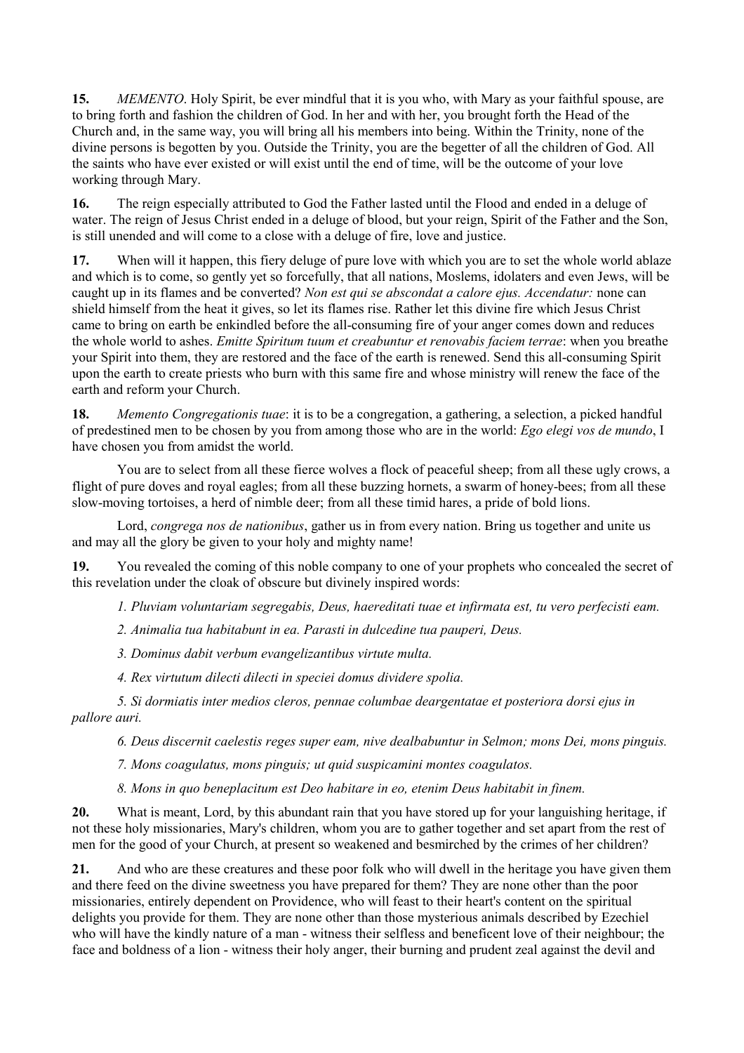**15.** *MEMENTO*. Holy Spirit, be ever mindful that it is you who, with Mary as your faithful spouse, are to bring forth and fashion the children of God. In her and with her, you brought forth the Head of the Church and, in the same way, you will bring all his members into being. Within the Trinity, none of the divine persons is begotten by you. Outside the Trinity, you are the begetter of all the children of God. All the saints who have ever existed or will exist until the end of time, will be the outcome of your love working through Mary.

**16.** The reign especially attributed to God the Father lasted until the Flood and ended in a deluge of water. The reign of Jesus Christ ended in a deluge of blood, but your reign, Spirit of the Father and the Son, is still unended and will come to a close with a deluge of fire, love and justice.

**17.** When will it happen, this fiery deluge of pure love with which you are to set the whole world ablaze and which is to come, so gently yet so forcefully, that all nations, Moslems, idolaters and even Jews, will be caught up in its flames and be converted? *Non est qui se abscondat a calore ejus. Accendatur:* none can shield himself from the heat it gives, so let its flames rise. Rather let this divine fire which Jesus Christ came to bring on earth be enkindled before the all-consuming fire of your anger comes down and reduces the whole world to ashes. *Emitte Spiritum tuum et creabuntur et renovabis faciem terrae*: when you breathe your Spirit into them, they are restored and the face of the earth is renewed. Send this all-consuming Spirit upon the earth to create priests who burn with this same fire and whose ministry will renew the face of the earth and reform your Church.

**18.** *Memento Congregationis tuae*: it is to be a congregation, a gathering, a selection, a picked handful of predestined men to be chosen by you from among those who are in the world: *Ego elegi vos de mundo*, I have chosen you from amidst the world.

You are to select from all these fierce wolves a flock of peaceful sheep; from all these ugly crows, a flight of pure doves and royal eagles; from all these buzzing hornets, a swarm of honey-bees; from all these slow-moving tortoises, a herd of nimble deer; from all these timid hares, a pride of bold lions.

Lord, *congrega nos de nationibus*, gather us in from every nation. Bring us together and unite us and may all the glory be given to your holy and mighty name!

**19.** You revealed the coming of this noble company to one of your prophets who concealed the secret of this revelation under the cloak of obscure but divinely inspired words:

*1. Pluviam voluntariam segregabis, Deus, haereditati tuae et infirmata est, tu vero perfecisti eam.*

*2. Animalia tua habitabunt in ea. Parasti in dulcedine tua pauperi, Deus.*

*3. Dominus dabit verbum evangelizantibus virtute multa.*

*4. Rex virtutum dilecti dilecti in speciei domus dividere spolia.*

*5. Si dormiatis inter medios cleros, pennae columbae deargentatae et posteriora dorsi ejus in pallore auri.*

*6. Deus discernit caelestis reges super eam, nive dealbabuntur in Selmon; mons Dei, mons pinguis.*

*7. Mons coagulatus, mons pinguis; ut quid suspicamini montes coagulatos.*

*8. Mons in quo beneplacitum est Deo habitare in eo, etenim Deus habitabit in finem.*

**20.** What is meant, Lord, by this abundant rain that you have stored up for your languishing heritage, if not these holy missionaries, Mary's children, whom you are to gather together and set apart from the rest of men for the good of your Church, at present so weakened and besmirched by the crimes of her children?

**21.** And who are these creatures and these poor folk who will dwell in the heritage you have given them and there feed on the divine sweetness you have prepared for them? They are none other than the poor missionaries, entirely dependent on Providence, who will feast to their heart's content on the spiritual delights you provide for them. They are none other than those mysterious animals described by Ezechiel who will have the kindly nature of a man - witness their selfless and beneficent love of their neighbour; the face and boldness of a lion - witness their holy anger, their burning and prudent zeal against the devil and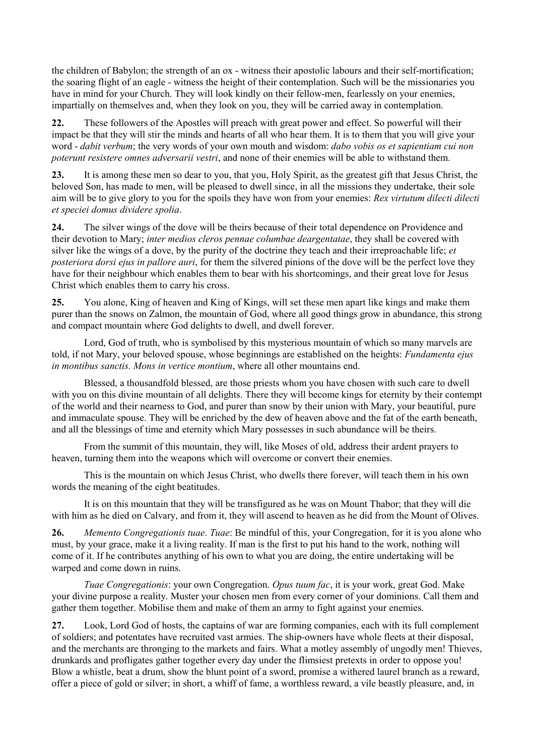the children of Babylon; the strength of an ox - witness their apostolic labours and their self-mortification; the soaring flight of an eagle - witness the height of their contemplation. Such will be the missionaries you have in mind for your Church. They will look kindly on their fellow-men, fearlessly on your enemies, impartially on themselves and, when they look on you, they will be carried away in contemplation.

**22.** These followers of the Apostles will preach with great power and effect. So powerful will their impact be that they will stir the minds and hearts of all who hear them. It is to them that you will give your word - *dabit verbum*; the very words of your own mouth and wisdom: *dabo vobis os et sapientiam cui non poterunt resistere omnes adversarii vestri*, and none of their enemies will be able to withstand them.

**23.** It is among these men so dear to you, that you, Holy Spirit, as the greatest gift that Jesus Christ, the beloved Son, has made to men, will be pleased to dwell since, in all the missions they undertake, their sole aim will be to give glory to you for the spoils they have won from your enemies: *Rex virtutum dilecti dilecti et speciei domus dividere spolia*.

**24.** The silver wings of the dove will be theirs because of their total dependence on Providence and their devotion to Mary; *inter medios cleros pennae columbae deargentatae*, they shall be covered with silver like the wings of a dove, by the purity of the doctrine they teach and their irreproachable life; *et posteriora dorsi ejus in pallore auri*, for them the silvered pinions of the dove will be the perfect love they have for their neighbour which enables them to bear with his shortcomings, and their great love for Jesus Christ which enables them to carry his cross.

**25.** You alone, King of heaven and King of Kings, will set these men apart like kings and make them purer than the snows on Zalmon, the mountain of God, where all good things grow in abundance, this strong and compact mountain where God delights to dwell, and dwell forever.

Lord, God of truth, who is symbolised by this mysterious mountain of which so many marvels are told, if not Mary, your beloved spouse, whose beginnings are established on the heights: *Fundamenta ejus in montibus sanctis. Mons in vertice montium*, where all other mountains end.

Blessed, a thousandfold blessed, are those priests whom you have chosen with such care to dwell with you on this divine mountain of all delights. There they will become kings for eternity by their contempt of the world and their nearness to God, and purer than snow by their union with Mary, your beautiful, pure and immaculate spouse. They will be enriched by the dew of heaven above and the fat of the earth beneath, and all the blessings of time and eternity which Mary possesses in such abundance will be theirs.

From the summit of this mountain, they will, like Moses of old, address their ardent prayers to heaven, turning them into the weapons which will overcome or convert their enemies.

This is the mountain on which Jesus Christ, who dwells there forever, will teach them in his own words the meaning of the eight beatitudes.

It is on this mountain that they will be transfigured as he was on Mount Thabor; that they will die with him as he died on Calvary, and from it, they will ascend to heaven as he did from the Mount of Olives.

**26.** *Memento Congregationis tuae*. *Tuae*: Be mindful of this, your Congregation, for it is you alone who must, by your grace, make it a living reality. If man is the first to put his hand to the work, nothing will come of it. If he contributes anything of his own to what you are doing, the entire undertaking will be warped and come down in ruins.

*Tuae Congregationis*: your own Congregation. *Opus tuum fac*, it is your work, great God. Make your divine purpose a reality. Muster your chosen men from every corner of your dominions. Call them and gather them together. Mobilise them and make of them an army to fight against your enemies.

**27.** Look, Lord God of hosts, the captains of war are forming companies, each with its full complement of soldiers; and potentates have recruited vast armies. The ship-owners have whole fleets at their disposal, and the merchants are thronging to the markets and fairs. What a motley assembly of ungodly men! Thieves, drunkards and profligates gather together every day under the flimsiest pretexts in order to oppose you! Blow a whistle, beat a drum, show the blunt point of a sword, promise a withered laurel branch as a reward, offer a piece of gold or silver; in short, a whiff of fame, a worthless reward, a vile beastly pleasure, and, in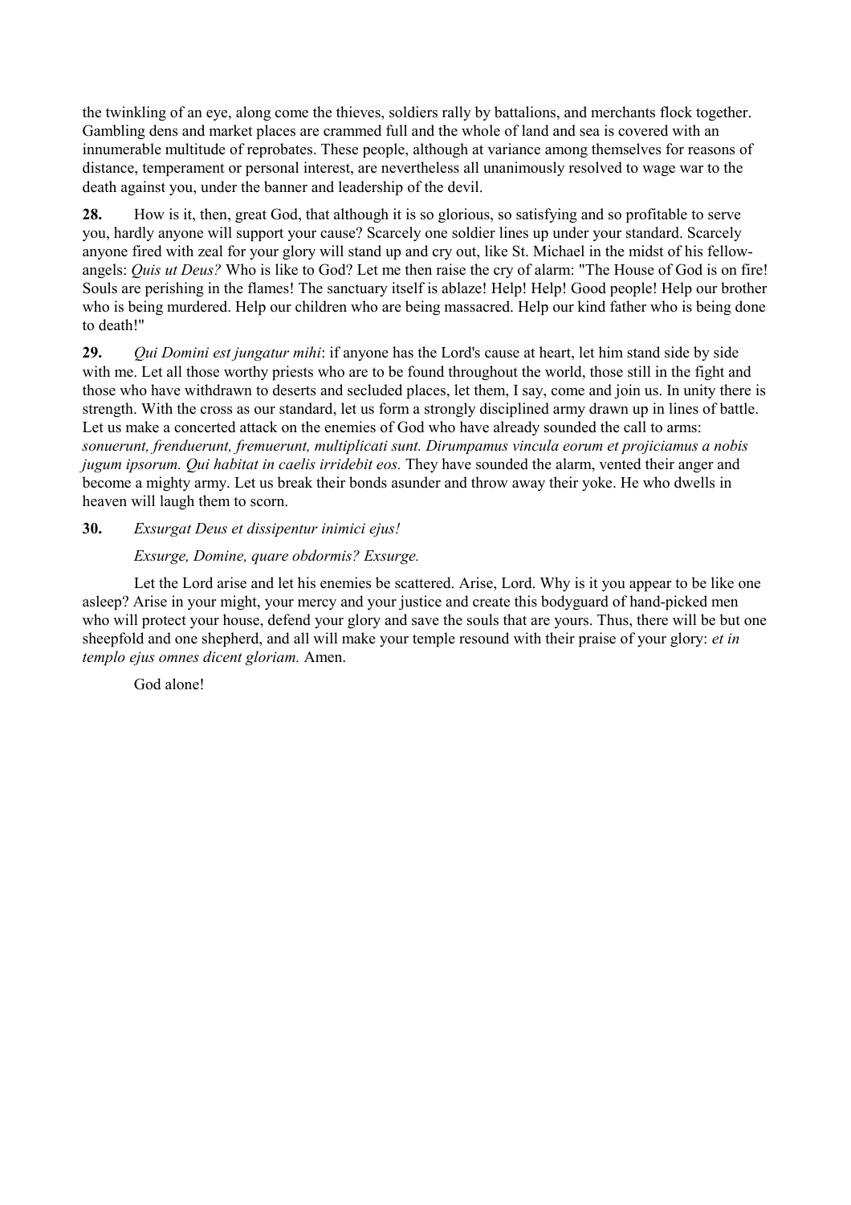the twinkling of an eye, along come the thieves, soldiers rally by battalions, and merchants flock together. Gambling dens and market places are crammed full and the whole of land and sea is covered with an innumerable multitude of reprobates. These people, although at variance among themselves for reasons of distance, temperament or personal interest, are nevertheless all unanimously resolved to wage war to the death against you, under the banner and leadership of the devil.

**28.** How is it, then, great God, that although it is so glorious, so satisfying and so profitable to serve you, hardly anyone will support your cause? Scarcely one soldier lines up under your standard. Scarcely anyone fired with zeal for your glory will stand up and cry out, like St. Michael in the midst of his fellow-angels: *Quis ut Deus?* Who is like to God? Let me then raise the cry of alarm: "The House of God is on fire! Souls are perishing in the flames! The sanctuary itself is ablaze! Help! Help! Good people! Help our brother who is being murdered. Help our children who are being massacred. Help our kind father who is being done to death!"

**29.** *Qui Domini est jungatur mihi*: if anyone has the Lord's cause at heart, let him stand side by side with me. Let all those worthy priests who are to be found throughout the world, those still in the fight and those who have withdrawn to deserts and secluded places, let them, I say, come and join us. In unity there is strength. With the cross as our standard, let us form a strongly disciplined army drawn up in lines of battle. Let us make a concerted attack on the enemies of God who have already sounded the call to arms: *sonuerunt, frenduerunt, fremuerunt, multiplicati sunt. Dirumpamus vincula eorum et projiciamus a nobis jugum ipsorum. Qui habitat in caelis irridebit eos.* They have sounded the alarm, vented their anger and become a mighty army. Let us break their bonds asunder and throw away their yoke. He who dwells in heaven will laugh them to scorn.

**30.** *Exsurgat Deus et dissipentur inimici ejus!*

*Exsurge, Domine, quare obdormis? Exsurge.*

Let the Lord arise and let his enemies be scattered. Arise, Lord. Why is it you appear to be like one asleep? Arise in your might, your mercy and your justice and create this bodyguard of hand-picked men who will protect your house, defend your glory and save the souls that are yours. Thus, there will be but one sheepfold and one shepherd, and all will make your temple resound with their praise of your glory: *et in templo ejus omnes dicent gloriam.* Amen.

God alone!